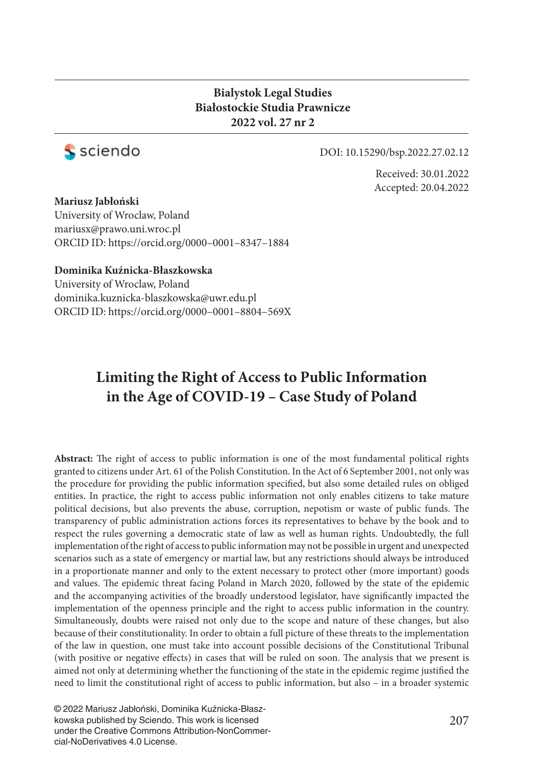**Bialystok Legal Studies**
**Białostockie Studia Prawnicze**
**2022 vol. 27 nr 2**

DOI: 10.15290/bsp.2022.27.02.12

Received: 30.01.2022
Accepted: 20.04.2022

**Mariusz Jabłoński**
University of Wroclaw, Poland
mariusx@prawo.uni.wroc.pl
ORCID ID: https://orcid.org/0000–0001–8347–1884

**Dominika Kuźnicka-Błaszkowska**
University of Wroclaw, Poland
dominika.kuznicka-blaszkowska@uwr.edu.pl
ORCID ID: https://orcid.org/0000–0001–8804–569X

# Limiting the Right of Access to Public Information in the Age of COVID-19 – Case Study of Poland

**Abstract:** The right of access to public information is one of the most fundamental political rights granted to citizens under Art. 61 of the Polish Constitution. In the Act of 6 September 2001, not only was the procedure for providing the public information specified, but also some detailed rules on obliged entities. In practice, the right to access public information not only enables citizens to take mature political decisions, but also prevents the abuse, corruption, nepotism or waste of public funds. The transparency of public administration actions forces its representatives to behave by the book and to respect the rules governing a democratic state of law as well as human rights. Undoubtedly, the full implementation of the right of access to public information may not be possible in urgent and unexpected scenarios such as a state of emergency or martial law, but any restrictions should always be introduced in a proportionate manner and only to the extent necessary to protect other (more important) goods and values. The epidemic threat facing Poland in March 2020, followed by the state of the epidemic and the accompanying activities of the broadly understood legislator, have significantly impacted the implementation of the openness principle and the right to access public information in the country. Simultaneously, doubts were raised not only due to the scope and nature of these changes, but also because of their constitutionality. In order to obtain a full picture of these threats to the implementation of the law in question, one must take into account possible decisions of the Constitutional Tribunal (with positive or negative effects) in cases that will be ruled on soon. The analysis that we present is aimed not only at determining whether the functioning of the state in the epidemic regime justified the need to limit the constitutional right of access to public information, but also – in a broader systemic

© 2022 Mariusz Jabłoński, Dominika Kuźnicka-Błaszkowska published by Sciendo. This work is licensed under the Creative Commons Attribution-NonCommercial-NoDerivatives 4.0 License.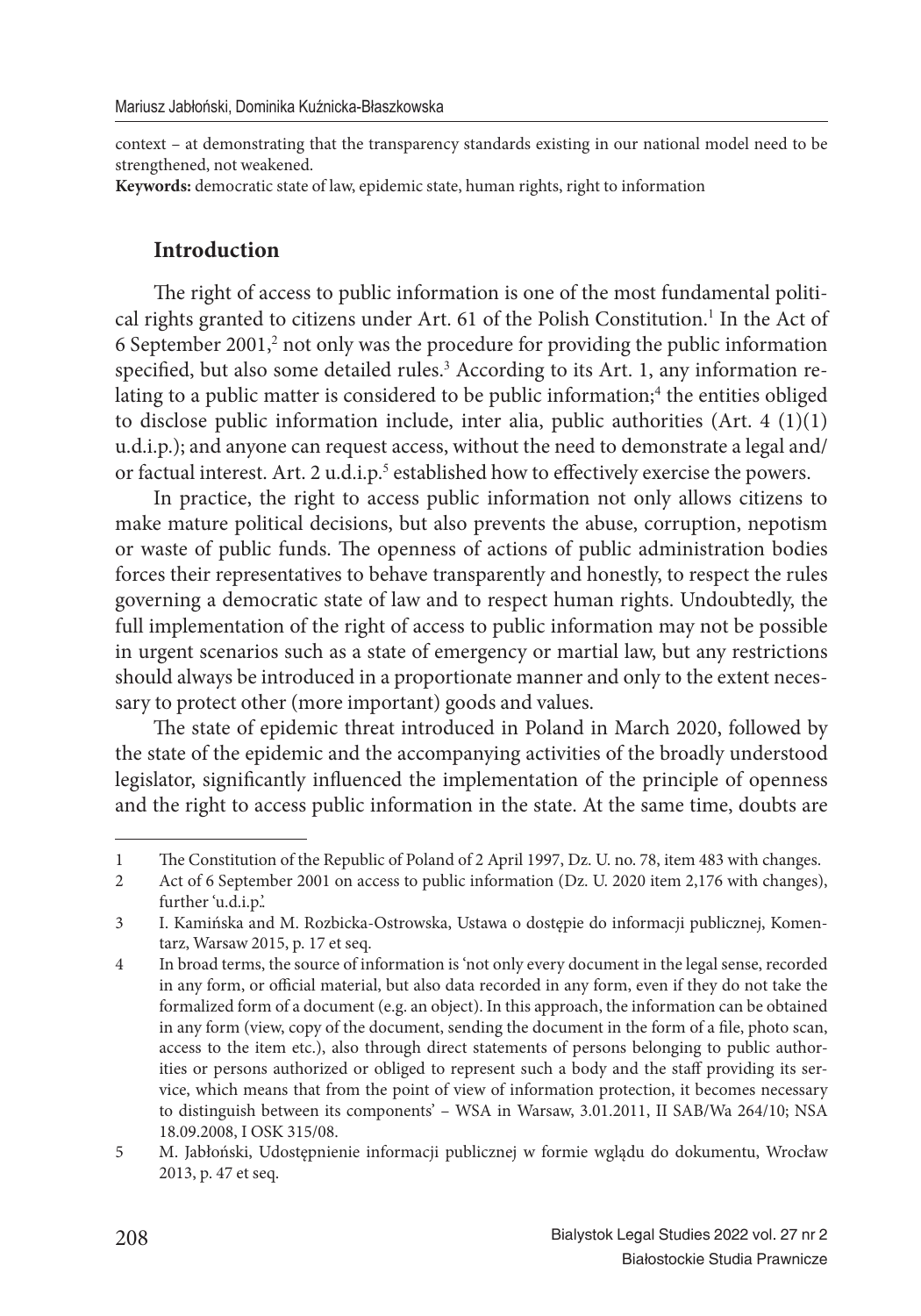context – at demonstrating that the transparency standards existing in our national model need to be strengthened, not weakened.

**Keywords:** democratic state of law, epidemic state, human rights, right to information

## Introduction

The right of access to public information is one of the most fundamental political rights granted to citizens under Art. 61 of the Polish Constitution.[1] In the Act of 6 September 2001,[2] not only was the procedure for providing the public information specified, but also some detailed rules.[3] According to its Art. 1, any information relating to a public matter is considered to be public information;[4] the entities obliged to disclose public information include, inter alia, public authorities (Art. 4 (1)(1) u.d.i.p.); and anyone can request access, without the need to demonstrate a legal and/or factual interest. Art. 2 u.d.i.p.[5] established how to effectively exercise the powers.

In practice, the right to access public information not only allows citizens to make mature political decisions, but also prevents the abuse, corruption, nepotism or waste of public funds. The openness of actions of public administration bodies forces their representatives to behave transparently and honestly, to respect the rules governing a democratic state of law and to respect human rights. Undoubtedly, the full implementation of the right of access to public information may not be possible in urgent scenarios such as a state of emergency or martial law, but any restrictions should always be introduced in a proportionate manner and only to the extent necessary to protect other (more important) goods and values.

The state of epidemic threat introduced in Poland in March 2020, followed by the state of the epidemic and the accompanying activities of the broadly understood legislator, significantly influenced the implementation of the principle of openness and the right to access public information in the state. At the same time, doubts are

---

1 The Constitution of the Republic of Poland of 2 April 1997, Dz. U. no. 78, item 483 with changes.

2 Act of 6 September 2001 on access to public information (Dz. U. 2020 item 2,176 with changes), further 'u.d.i.p.'.

3 I. Kamińska and M. Rozbicka-Ostrowska, Ustawa o dostępie do informacji publicznej, Komentarz, Warsaw 2015, p. 17 et seq.

4 In broad terms, the source of information is 'not only every document in the legal sense, recorded in any form, or official material, but also data recorded in any form, even if they do not take the formalized form of a document (e.g. an object). In this approach, the information can be obtained in any form (view, copy of the document, sending the document in the form of a file, photo scan, access to the item etc.), also through direct statements of persons belonging to public authorities or persons authorized or obliged to represent such a body and the staff providing its service, which means that from the point of view of information protection, it becomes necessary to distinguish between its components' – WSA in Warsaw, 3.01.2011, II SAB/Wa 264/10; NSA 18.09.2008, I OSK 315/08.

5 M. Jabłoński, Udostępnienie informacji publicznej w formie wglądu do dokumentu, Wrocław 2013, p. 47 et seq.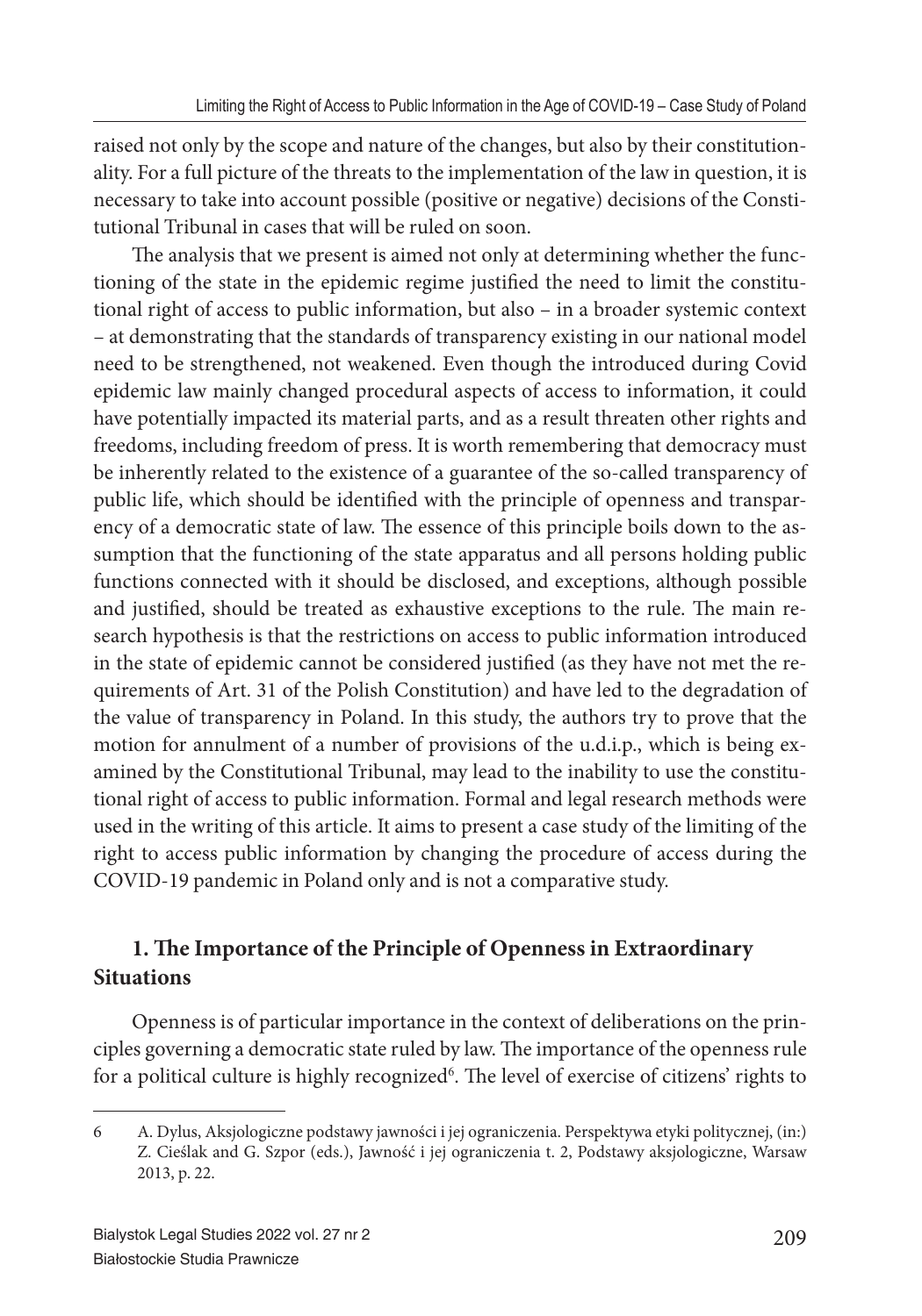raised not only by the scope and nature of the changes, but also by their constitutionality. For a full picture of the threats to the implementation of the law in question, it is necessary to take into account possible (positive or negative) decisions of the Constitutional Tribunal in cases that will be ruled on soon.

The analysis that we present is aimed not only at determining whether the functioning of the state in the epidemic regime justified the need to limit the constitutional right of access to public information, but also – in a broader systemic context – at demonstrating that the standards of transparency existing in our national model need to be strengthened, not weakened. Even though the introduced during Covid epidemic law mainly changed procedural aspects of access to information, it could have potentially impacted its material parts, and as a result threaten other rights and freedoms, including freedom of press. It is worth remembering that democracy must be inherently related to the existence of a guarantee of the so-called transparency of public life, which should be identified with the principle of openness and transparency of a democratic state of law. The essence of this principle boils down to the assumption that the functioning of the state apparatus and all persons holding public functions connected with it should be disclosed, and exceptions, although possible and justified, should be treated as exhaustive exceptions to the rule. The main research hypothesis is that the restrictions on access to public information introduced in the state of epidemic cannot be considered justified (as they have not met the requirements of Art. 31 of the Polish Constitution) and have led to the degradation of the value of transparency in Poland. In this study, the authors try to prove that the motion for annulment of a number of provisions of the u.d.i.p., which is being examined by the Constitutional Tribunal, may lead to the inability to use the constitutional right of access to public information. Formal and legal research methods were used in the writing of this article. It aims to present a case study of the limiting of the right to access public information by changing the procedure of access during the COVID-19 pandemic in Poland only and is not a comparative study.

## 1. The Importance of the Principle of Openness in Extraordinary Situations

Openness is of particular importance in the context of deliberations on the principles governing a democratic state ruled by law. The importance of the openness rule for a political culture is highly recognized[6]. The level of exercise of citizens' rights to

---

6 A. Dylus, Aksjologiczne podstawy jawności i jej ograniczenia. Perspektywa etyki politycznej, (in:) Z. Cieślak and G. Szpor (eds.), Jawność i jej ograniczenia t. 2, Podstawy aksjologiczne, Warsaw 2013, p. 22.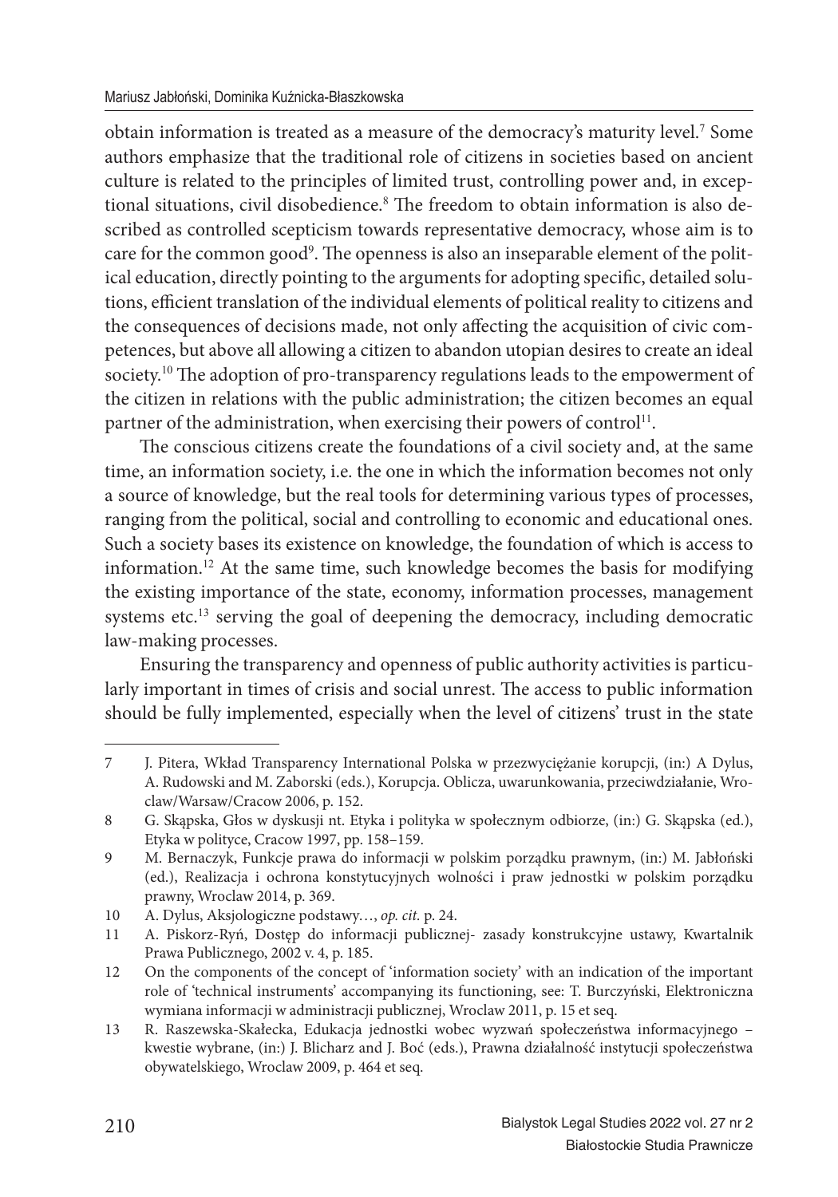obtain information is treated as a measure of the democracy's maturity level.[7] Some authors emphasize that the traditional role of citizens in societies based on ancient culture is related to the principles of limited trust, controlling power and, in exceptional situations, civil disobedience.[8] The freedom to obtain information is also described as controlled scepticism towards representative democracy, whose aim is to care for the common good[9]. The openness is also an inseparable element of the political education, directly pointing to the arguments for adopting specific, detailed solutions, efficient translation of the individual elements of political reality to citizens and the consequences of decisions made, not only affecting the acquisition of civic competences, but above all allowing a citizen to abandon utopian desires to create an ideal society.[10] The adoption of pro-transparency regulations leads to the empowerment of the citizen in relations with the public administration; the citizen becomes an equal partner of the administration, when exercising their powers of control[11].

The conscious citizens create the foundations of a civil society and, at the same time, an information society, i.e. the one in which the information becomes not only a source of knowledge, but the real tools for determining various types of processes, ranging from the political, social and controlling to economic and educational ones. Such a society bases its existence on knowledge, the foundation of which is access to information.[12] At the same time, such knowledge becomes the basis for modifying the existing importance of the state, economy, information processes, management systems etc.[13] serving the goal of deepening the democracy, including democratic law-making processes.

Ensuring the transparency and openness of public authority activities is particularly important in times of crisis and social unrest. The access to public information should be fully implemented, especially when the level of citizens' trust in the state

---

7 J. Pitera, Wkład Transparency International Polska w przezwyciężanie korupcji, (in:) A Dylus, A. Rudowski and M. Zaborski (eds.), Korupcja. Oblicza, uwarunkowania, przeciwdziałanie, Wroclaw/Warsaw/Cracow 2006, p. 152.

8 G. Skąpska, Głos w dyskusji nt. Etyka i polityka w społecznym odbiorze, (in:) G. Skąpska (ed.), Etyka w polityce, Cracow 1997, pp. 158–159.

9 M. Bernaczyk, Funkcje prawa do informacji w polskim porządku prawnym, (in:) M. Jabłoński (ed.), Realizacja i ochrona konstytucyjnych wolności i praw jednostki w polskim porządku prawny, Wroclaw 2014, p. 369.

10 A. Dylus, Aksjologiczne podstawy…, *op. cit.* p. 24.

11 A. Piskorz-Ryń, Dostęp do informacji publicznej- zasady konstrukcyjne ustawy, Kwartalnik Prawa Publicznego, 2002 v. 4, p. 185.

12 On the components of the concept of 'information society' with an indication of the important role of 'technical instruments' accompanying its functioning, see: T. Burczyński, Elektroniczna wymiana informacji w administracji publicznej, Wroclaw 2011, p. 15 et seq.

13 R. Raszewska-Skałecka, Edukacja jednostki wobec wyzwań społeczeństwa informacyjnego – kwestie wybrane, (in:) J. Blicharz and J. Boć (eds.), Prawna działalność instytucji społeczeństwa obywatelskiego, Wroclaw 2009, p. 464 et seq.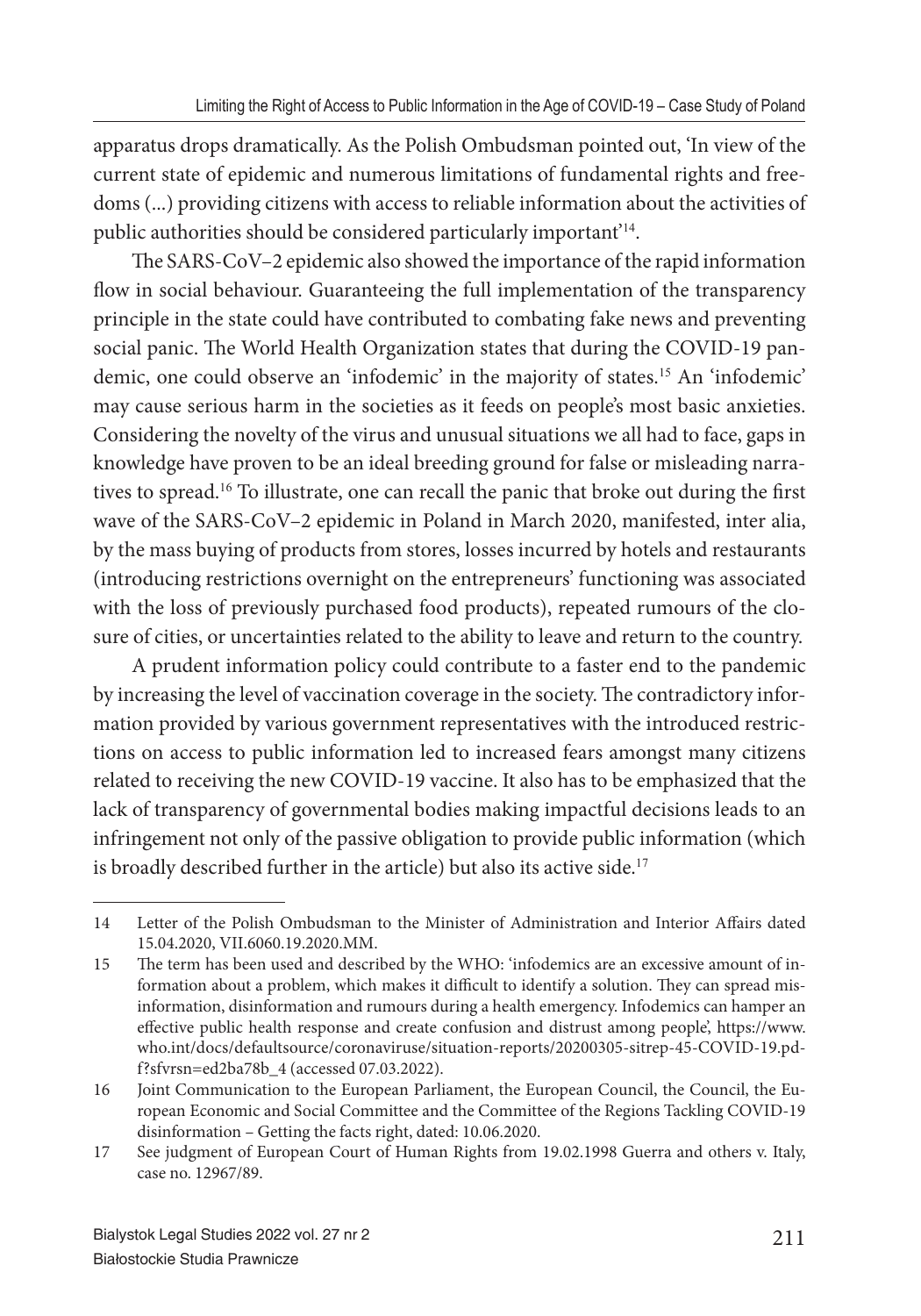apparatus drops dramatically. As the Polish Ombudsman pointed out, 'In view of the current state of epidemic and numerous limitations of fundamental rights and freedoms (...) providing citizens with access to reliable information about the activities of public authorities should be considered particularly important'[14].

The SARS-CoV–2 epidemic also showed the importance of the rapid information flow in social behaviour. Guaranteeing the full implementation of the transparency principle in the state could have contributed to combating fake news and preventing social panic. The World Health Organization states that during the COVID-19 pandemic, one could observe an 'infodemic' in the majority of states.[15] An 'infodemic' may cause serious harm in the societies as it feeds on people's most basic anxieties. Considering the novelty of the virus and unusual situations we all had to face, gaps in knowledge have proven to be an ideal breeding ground for false or misleading narratives to spread.[16] To illustrate, one can recall the panic that broke out during the first wave of the SARS-CoV–2 epidemic in Poland in March 2020, manifested, inter alia, by the mass buying of products from stores, losses incurred by hotels and restaurants (introducing restrictions overnight on the entrepreneurs' functioning was associated with the loss of previously purchased food products), repeated rumours of the closure of cities, or uncertainties related to the ability to leave and return to the country.

A prudent information policy could contribute to a faster end to the pandemic by increasing the level of vaccination coverage in the society. The contradictory information provided by various government representatives with the introduced restrictions on access to public information led to increased fears amongst many citizens related to receiving the new COVID-19 vaccine. It also has to be emphasized that the lack of transparency of governmental bodies making impactful decisions leads to an infringement not only of the passive obligation to provide public information (which is broadly described further in the article) but also its active side.[17]

---

14 Letter of the Polish Ombudsman to the Minister of Administration and Interior Affairs dated 15.04.2020, VII.6060.19.2020.MM.

15 The term has been used and described by the WHO: 'infodemics are an excessive amount of information about a problem, which makes it difficult to identify a solution. They can spread misinformation, disinformation and rumours during a health emergency. Infodemics can hamper an effective public health response and create confusion and distrust among people', https://www.who.int/docs/defaultsource/coronaviruse/situation-reports/20200305-sitrep-45-COVID-19.pdf?sfvrsn=ed2ba78b_4 (accessed 07.03.2022).

16 Joint Communication to the European Parliament, the European Council, the Council, the European Economic and Social Committee and the Committee of the Regions Tackling COVID-19 disinformation – Getting the facts right, dated: 10.06.2020.

17 See judgment of European Court of Human Rights from 19.02.1998 Guerra and others v. Italy, case no. 12967/89.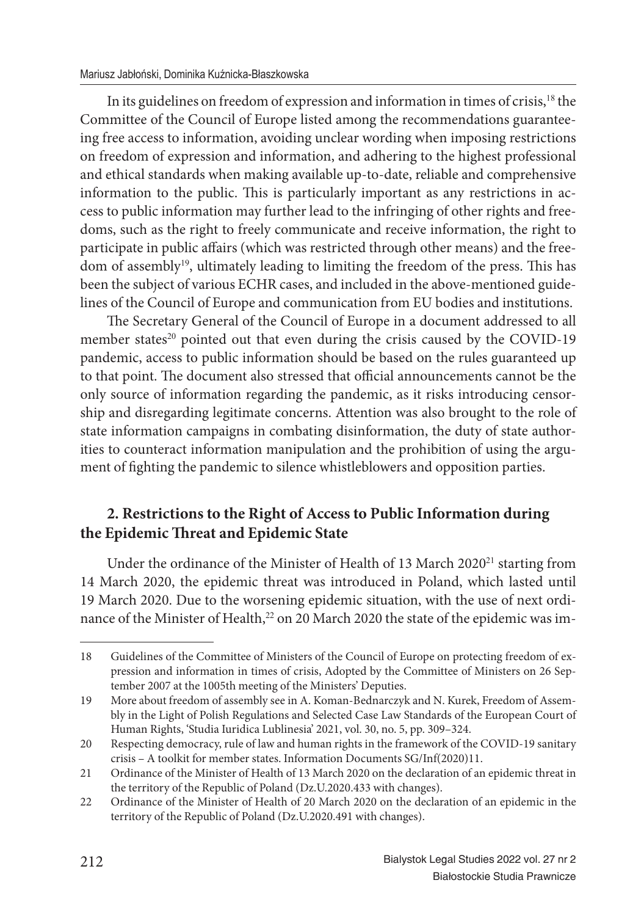In its guidelines on freedom of expression and information in times of crisis,[18] the Committee of the Council of Europe listed among the recommendations guaranteeing free access to information, avoiding unclear wording when imposing restrictions on freedom of expression and information, and adhering to the highest professional and ethical standards when making available up-to-date, reliable and comprehensive information to the public. This is particularly important as any restrictions in access to public information may further lead to the infringing of other rights and freedoms, such as the right to freely communicate and receive information, the right to participate in public affairs (which was restricted through other means) and the freedom of assembly[19], ultimately leading to limiting the freedom of the press. This has been the subject of various ECHR cases, and included in the above-mentioned guidelines of the Council of Europe and communication from EU bodies and institutions.

The Secretary General of the Council of Europe in a document addressed to all member states[20] pointed out that even during the crisis caused by the COVID-19 pandemic, access to public information should be based on the rules guaranteed up to that point. The document also stressed that official announcements cannot be the only source of information regarding the pandemic, as it risks introducing censorship and disregarding legitimate concerns. Attention was also brought to the role of state information campaigns in combating disinformation, the duty of state authorities to counteract information manipulation and the prohibition of using the argument of fighting the pandemic to silence whistleblowers and opposition parties.

## 2. Restrictions to the Right of Access to Public Information during the Epidemic Threat and Epidemic State

Under the ordinance of the Minister of Health of 13 March 2020[21] starting from 14 March 2020, the epidemic threat was introduced in Poland, which lasted until 19 March 2020. Due to the worsening epidemic situation, with the use of next ordinance of the Minister of Health,[22] on 20 March 2020 the state of the epidemic was im-

---

18 Guidelines of the Committee of Ministers of the Council of Europe on protecting freedom of expression and information in times of crisis, Adopted by the Committee of Ministers on 26 September 2007 at the 1005th meeting of the Ministers' Deputies.

19 More about freedom of assembly see in A. Koman-Bednarczyk and N. Kurek, Freedom of Assembly in the Light of Polish Regulations and Selected Case Law Standards of the European Court of Human Rights, 'Studia Iuridica Lublinesia' 2021, vol. 30, no. 5, pp. 309–324.

20 Respecting democracy, rule of law and human rights in the framework of the COVID-19 sanitary crisis – A toolkit for member states. Information Documents SG/Inf(2020)11.

21 Ordinance of the Minister of Health of 13 March 2020 on the declaration of an epidemic threat in the territory of the Republic of Poland (Dz.U.2020.433 with changes).

22 Ordinance of the Minister of Health of 20 March 2020 on the declaration of an epidemic in the territory of the Republic of Poland (Dz.U.2020.491 with changes).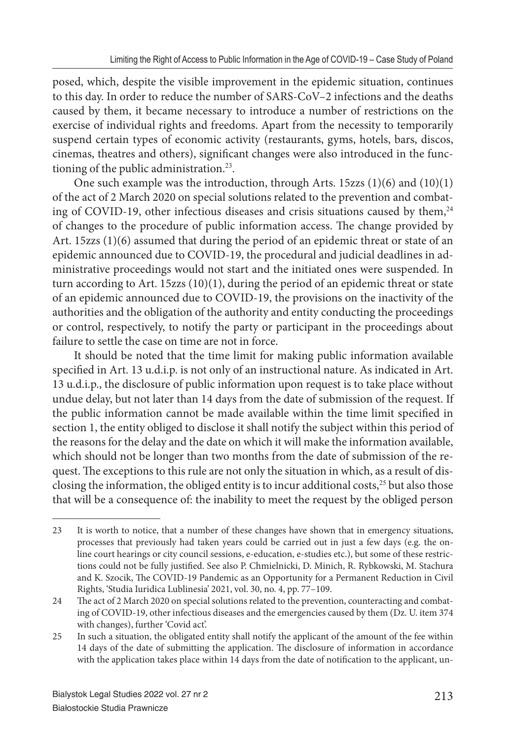posed, which, despite the visible improvement in the epidemic situation, continues to this day. In order to reduce the number of SARS-CoV–2 infections and the deaths caused by them, it became necessary to introduce a number of restrictions on the exercise of individual rights and freedoms. Apart from the necessity to temporarily suspend certain types of economic activity (restaurants, gyms, hotels, bars, discos, cinemas, theatres and others), significant changes were also introduced in the functioning of the public administration.[23].

One such example was the introduction, through Arts. 15zzs (1)(6) and (10)(1) of the act of 2 March 2020 on special solutions related to the prevention and combating of COVID-19, other infectious diseases and crisis situations caused by them,[24] of changes to the procedure of public information access. The change provided by Art. 15zzs (1)(6) assumed that during the period of an epidemic threat or state of an epidemic announced due to COVID-19, the procedural and judicial deadlines in administrative proceedings would not start and the initiated ones were suspended. In turn according to Art. 15zzs (10)(1), during the period of an epidemic threat or state of an epidemic announced due to COVID-19, the provisions on the inactivity of the authorities and the obligation of the authority and entity conducting the proceedings or control, respectively, to notify the party or participant in the proceedings about failure to settle the case on time are not in force.

It should be noted that the time limit for making public information available specified in Art. 13 u.d.i.p. is not only of an instructional nature. As indicated in Art. 13 u.d.i.p., the disclosure of public information upon request is to take place without undue delay, but not later than 14 days from the date of submission of the request. If the public information cannot be made available within the time limit specified in section 1, the entity obliged to disclose it shall notify the subject within this period of the reasons for the delay and the date on which it will make the information available, which should not be longer than two months from the date of submission of the request. The exceptions to this rule are not only the situation in which, as a result of disclosing the information, the obliged entity is to incur additional costs,[25] but also those that will be a consequence of: the inability to meet the request by the obliged person

---

23 It is worth to notice, that a number of these changes have shown that in emergency situations, processes that previously had taken years could be carried out in just a few days (e.g. the online court hearings or city council sessions, e-education, e-studies etc.), but some of these restrictions could not be fully justified. See also P. Chmielnicki, D. Minich, R. Rybkowski, M. Stachura and K. Szocik, The COVID-19 Pandemic as an Opportunity for a Permanent Reduction in Civil Rights, 'Studia Iuridica Lublinesia' 2021, vol. 30, no. 4, pp. 77–109.

24 The act of 2 March 2020 on special solutions related to the prevention, counteracting and combating of COVID-19, other infectious diseases and the emergencies caused by them (Dz. U. item 374 with changes), further 'Covid act'.

25 In such a situation, the obligated entity shall notify the applicant of the amount of the fee within 14 days of the date of submitting the application. The disclosure of information in accordance with the application takes place within 14 days from the date of notification to the applicant, un-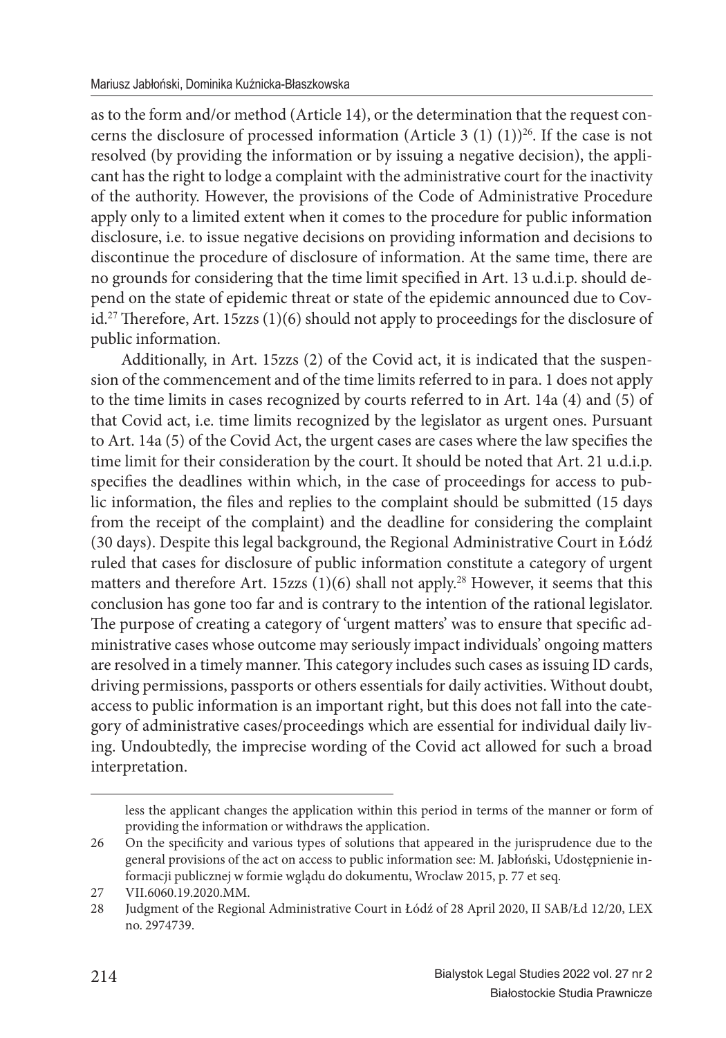as to the form and/or method (Article 14), or the determination that the request concerns the disclosure of processed information (Article 3 (1) (1))[26]. If the case is not resolved (by providing the information or by issuing a negative decision), the applicant has the right to lodge a complaint with the administrative court for the inactivity of the authority. However, the provisions of the Code of Administrative Procedure apply only to a limited extent when it comes to the procedure for public information disclosure, i.e. to issue negative decisions on providing information and decisions to discontinue the procedure of disclosure of information. At the same time, there are no grounds for considering that the time limit specified in Art. 13 u.d.i.p. should depend on the state of epidemic threat or state of the epidemic announced due to Covid.[27] Therefore, Art. 15zzs (1)(6) should not apply to proceedings for the disclosure of public information.

Additionally, in Art. 15zzs (2) of the Covid act, it is indicated that the suspension of the commencement and of the time limits referred to in para. 1 does not apply to the time limits in cases recognized by courts referred to in Art. 14a (4) and (5) of that Covid act, i.e. time limits recognized by the legislator as urgent ones. Pursuant to Art. 14a (5) of the Covid Act, the urgent cases are cases where the law specifies the time limit for their consideration by the court. It should be noted that Art. 21 u.d.i.p. specifies the deadlines within which, in the case of proceedings for access to public information, the files and replies to the complaint should be submitted (15 days from the receipt of the complaint) and the deadline for considering the complaint (30 days). Despite this legal background, the Regional Administrative Court in Łódź ruled that cases for disclosure of public information constitute a category of urgent matters and therefore Art. 15zzs (1)(6) shall not apply.[28] However, it seems that this conclusion has gone too far and is contrary to the intention of the rational legislator. The purpose of creating a category of 'urgent matters' was to ensure that specific administrative cases whose outcome may seriously impact individuals' ongoing matters are resolved in a timely manner. This category includes such cases as issuing ID cards, driving permissions, passports or others essentials for daily activities. Without doubt, access to public information is an important right, but this does not fall into the category of administrative cases/proceedings which are essential for individual daily living. Undoubtedly, the imprecise wording of the Covid act allowed for such a broad interpretation.

---

less the applicant changes the application within this period in terms of the manner or form of providing the information or withdraws the application.

26 On the specificity and various types of solutions that appeared in the jurisprudence due to the general provisions of the act on access to public information see: M. Jabłoński, Udostępnienie informacji publicznej w formie wglądu do dokumentu, Wroclaw 2015, p. 77 et seq.

27 VII.6060.19.2020.MM.

28 Judgment of the Regional Administrative Court in Łódź of 28 April 2020, II SAB/Łd 12/20, LEX no. 2974739.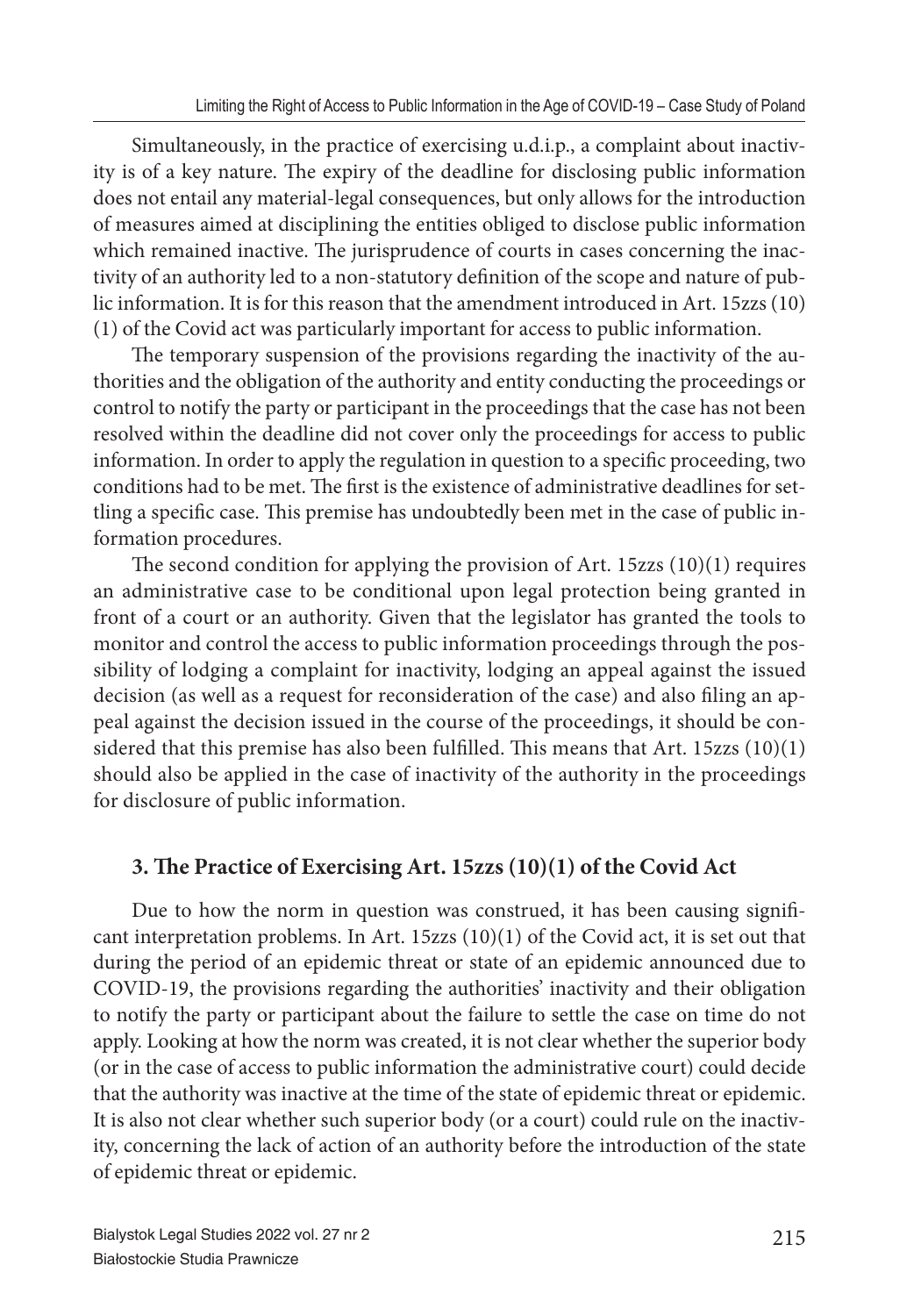Simultaneously, in the practice of exercising u.d.i.p., a complaint about inactivity is of a key nature. The expiry of the deadline for disclosing public information does not entail any material-legal consequences, but only allows for the introduction of measures aimed at disciplining the entities obliged to disclose public information which remained inactive. The jurisprudence of courts in cases concerning the inactivity of an authority led to a non-statutory definition of the scope and nature of public information. It is for this reason that the amendment introduced in Art. 15zzs (10)(1) of the Covid act was particularly important for access to public information.

The temporary suspension of the provisions regarding the inactivity of the authorities and the obligation of the authority and entity conducting the proceedings or control to notify the party or participant in the proceedings that the case has not been resolved within the deadline did not cover only the proceedings for access to public information. In order to apply the regulation in question to a specific proceeding, two conditions had to be met. The first is the existence of administrative deadlines for settling a specific case. This premise has undoubtedly been met in the case of public information procedures.

The second condition for applying the provision of Art. 15zzs (10)(1) requires an administrative case to be conditional upon legal protection being granted in front of a court or an authority. Given that the legislator has granted the tools to monitor and control the access to public information proceedings through the possibility of lodging a complaint for inactivity, lodging an appeal against the issued decision (as well as a request for reconsideration of the case) and also filing an appeal against the decision issued in the course of the proceedings, it should be considered that this premise has also been fulfilled. This means that Art. 15zzs (10)(1) should also be applied in the case of inactivity of the authority in the proceedings for disclosure of public information.

## 3. The Practice of Exercising Art. 15zzs (10)(1) of the Covid Act

Due to how the norm in question was construed, it has been causing significant interpretation problems. In Art. 15zzs (10)(1) of the Covid act, it is set out that during the period of an epidemic threat or state of an epidemic announced due to COVID-19, the provisions regarding the authorities' inactivity and their obligation to notify the party or participant about the failure to settle the case on time do not apply. Looking at how the norm was created, it is not clear whether the superior body (or in the case of access to public information the administrative court) could decide that the authority was inactive at the time of the state of epidemic threat or epidemic. It is also not clear whether such superior body (or a court) could rule on the inactivity, concerning the lack of action of an authority before the introduction of the state of epidemic threat or epidemic.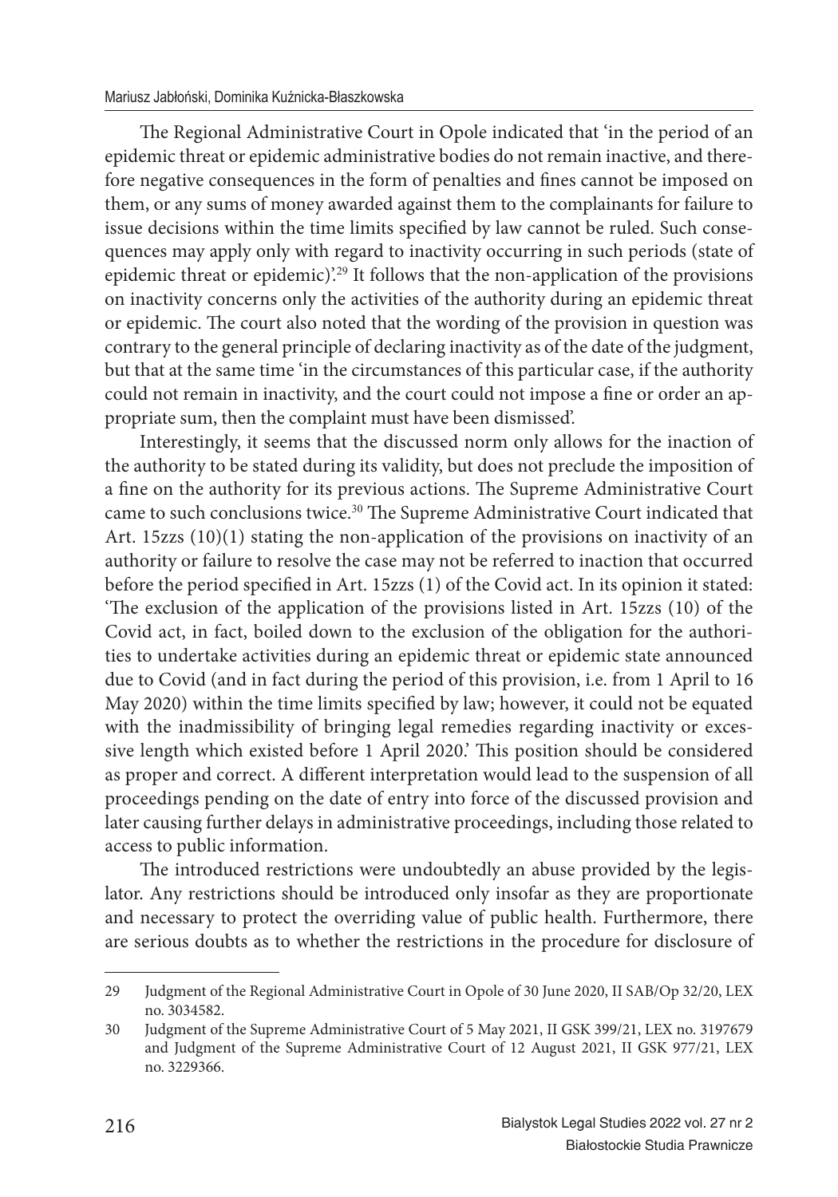The Regional Administrative Court in Opole indicated that 'in the period of an epidemic threat or epidemic administrative bodies do not remain inactive, and therefore negative consequences in the form of penalties and fines cannot be imposed on them, or any sums of money awarded against them to the complainants for failure to issue decisions within the time limits specified by law cannot be ruled. Such consequences may apply only with regard to inactivity occurring in such periods (state of epidemic threat or epidemic)'.[29] It follows that the non-application of the provisions on inactivity concerns only the activities of the authority during an epidemic threat or epidemic. The court also noted that the wording of the provision in question was contrary to the general principle of declaring inactivity as of the date of the judgment, but that at the same time 'in the circumstances of this particular case, if the authority could not remain in inactivity, and the court could not impose a fine or order an appropriate sum, then the complaint must have been dismissed'.

Interestingly, it seems that the discussed norm only allows for the inaction of the authority to be stated during its validity, but does not preclude the imposition of a fine on the authority for its previous actions. The Supreme Administrative Court came to such conclusions twice.[30] The Supreme Administrative Court indicated that Art. 15zzs (10)(1) stating the non-application of the provisions on inactivity of an authority or failure to resolve the case may not be referred to inaction that occurred before the period specified in Art. 15zzs (1) of the Covid act. In its opinion it stated: 'The exclusion of the application of the provisions listed in Art. 15zzs (10) of the Covid act, in fact, boiled down to the exclusion of the obligation for the authorities to undertake activities during an epidemic threat or epidemic state announced due to Covid (and in fact during the period of this provision, i.e. from 1 April to 16 May 2020) within the time limits specified by law; however, it could not be equated with the inadmissibility of bringing legal remedies regarding inactivity or excessive length which existed before 1 April 2020.' This position should be considered as proper and correct. A different interpretation would lead to the suspension of all proceedings pending on the date of entry into force of the discussed provision and later causing further delays in administrative proceedings, including those related to access to public information.

The introduced restrictions were undoubtedly an abuse provided by the legislator. Any restrictions should be introduced only insofar as they are proportionate and necessary to protect the overriding value of public health. Furthermore, there are serious doubts as to whether the restrictions in the procedure for disclosure of

---

29 Judgment of the Regional Administrative Court in Opole of 30 June 2020, II SAB/Op 32/20, LEX no. 3034582.

30 Judgment of the Supreme Administrative Court of 5 May 2021, II GSK 399/21, LEX no. 3197679 and Judgment of the Supreme Administrative Court of 12 August 2021, II GSK 977/21, LEX no. 3229366.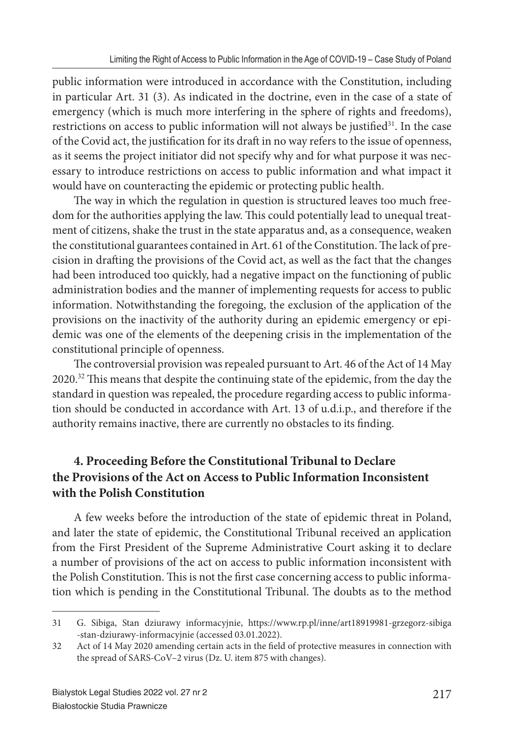public information were introduced in accordance with the Constitution, including in particular Art. 31 (3). As indicated in the doctrine, even in the case of a state of emergency (which is much more interfering in the sphere of rights and freedoms), restrictions on access to public information will not always be justified[31]. In the case of the Covid act, the justification for its draft in no way refers to the issue of openness, as it seems the project initiator did not specify why and for what purpose it was necessary to introduce restrictions on access to public information and what impact it would have on counteracting the epidemic or protecting public health.

The way in which the regulation in question is structured leaves too much freedom for the authorities applying the law. This could potentially lead to unequal treatment of citizens, shake the trust in the state apparatus and, as a consequence, weaken the constitutional guarantees contained in Art. 61 of the Constitution. The lack of precision in drafting the provisions of the Covid act, as well as the fact that the changes had been introduced too quickly, had a negative impact on the functioning of public administration bodies and the manner of implementing requests for access to public information. Notwithstanding the foregoing, the exclusion of the application of the provisions on the inactivity of the authority during an epidemic emergency or epidemic was one of the elements of the deepening crisis in the implementation of the constitutional principle of openness.

The controversial provision was repealed pursuant to Art. 46 of the Act of 14 May 2020.[32] This means that despite the continuing state of the epidemic, from the day the standard in question was repealed, the procedure regarding access to public information should be conducted in accordance with Art. 13 of u.d.i.p., and therefore if the authority remains inactive, there are currently no obstacles to its finding.

## 4. Proceeding Before the Constitutional Tribunal to Declare the Provisions of the Act on Access to Public Information Inconsistent with the Polish Constitution

A few weeks before the introduction of the state of epidemic threat in Poland, and later the state of epidemic, the Constitutional Tribunal received an application from the First President of the Supreme Administrative Court asking it to declare a number of provisions of the act on access to public information inconsistent with the Polish Constitution. This is not the first case concerning access to public information which is pending in the Constitutional Tribunal. The doubts as to the method

---

31 G. Sibiga, Stan dziurawy informacyjnie, https://www.rp.pl/inne/art18919981-grzegorz-sibiga-stan-dziurawy-informacyjnie (accessed 03.01.2022).

32 Act of 14 May 2020 amending certain acts in the field of protective measures in connection with the spread of SARS-CoV–2 virus (Dz. U. item 875 with changes).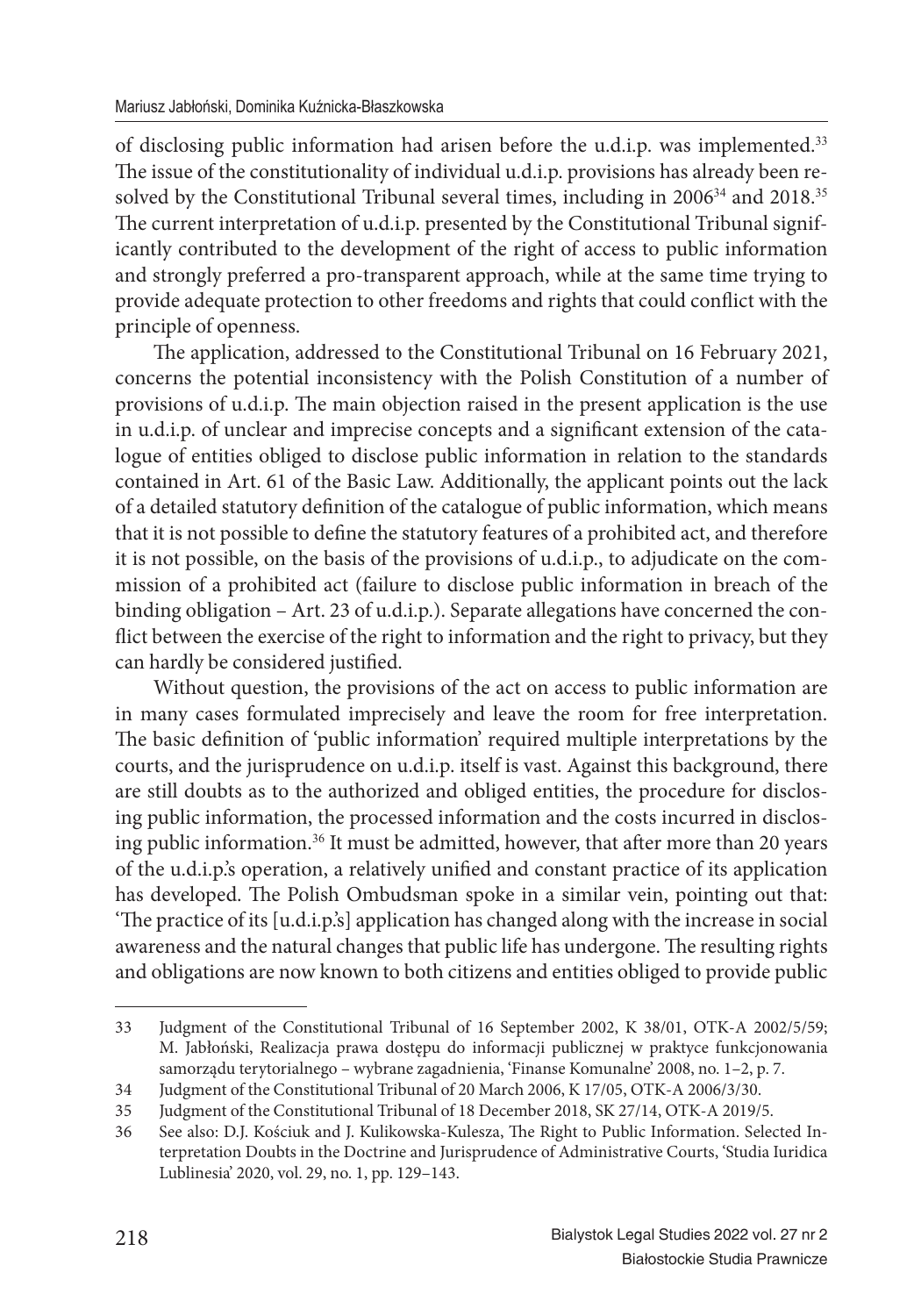of disclosing public information had arisen before the u.d.i.p. was implemented.[33] The issue of the constitutionality of individual u.d.i.p. provisions has already been resolved by the Constitutional Tribunal several times, including in 2006[34] and 2018.[35] The current interpretation of u.d.i.p. presented by the Constitutional Tribunal significantly contributed to the development of the right of access to public information and strongly preferred a pro-transparent approach, while at the same time trying to provide adequate protection to other freedoms and rights that could conflict with the principle of openness.

The application, addressed to the Constitutional Tribunal on 16 February 2021, concerns the potential inconsistency with the Polish Constitution of a number of provisions of u.d.i.p. The main objection raised in the present application is the use in u.d.i.p. of unclear and imprecise concepts and a significant extension of the catalogue of entities obliged to disclose public information in relation to the standards contained in Art. 61 of the Basic Law. Additionally, the applicant points out the lack of a detailed statutory definition of the catalogue of public information, which means that it is not possible to define the statutory features of a prohibited act, and therefore it is not possible, on the basis of the provisions of u.d.i.p., to adjudicate on the commission of a prohibited act (failure to disclose public information in breach of the binding obligation – Art. 23 of u.d.i.p.). Separate allegations have concerned the conflict between the exercise of the right to information and the right to privacy, but they can hardly be considered justified.

Without question, the provisions of the act on access to public information are in many cases formulated imprecisely and leave the room for free interpretation. The basic definition of 'public information' required multiple interpretations by the courts, and the jurisprudence on u.d.i.p. itself is vast. Against this background, there are still doubts as to the authorized and obliged entities, the procedure for disclosing public information, the processed information and the costs incurred in disclosing public information.[36] It must be admitted, however, that after more than 20 years of the u.d.i.p.'s operation, a relatively unified and constant practice of its application has developed. The Polish Ombudsman spoke in a similar vein, pointing out that: 'The practice of its [u.d.i.p.'s] application has changed along with the increase in social awareness and the natural changes that public life has undergone. The resulting rights and obligations are now known to both citizens and entities obliged to provide public

---

33 Judgment of the Constitutional Tribunal of 16 September 2002, K 38/01, OTK-A 2002/5/59; M. Jabłoński, Realizacja prawa dostępu do informacji publicznej w praktyce funkcjonowania samorządu terytorialnego – wybrane zagadnienia, 'Finanse Komunalne' 2008, no. 1–2, p. 7.

34 Judgment of the Constitutional Tribunal of 20 March 2006, K 17/05, OTK-A 2006/3/30.

35 Judgment of the Constitutional Tribunal of 18 December 2018, SK 27/14, OTK-A 2019/5.

36 See also: D.J. Kościuk and J. Kulikowska-Kulesza, The Right to Public Information. Selected Interpretation Doubts in the Doctrine and Jurisprudence of Administrative Courts, 'Studia Iuridica Lublinesia' 2020, vol. 29, no. 1, pp. 129–143.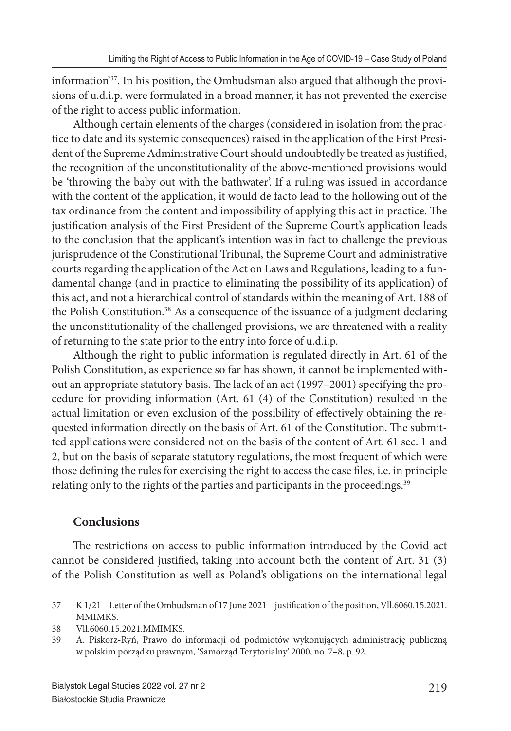information'[37]. In his position, the Ombudsman also argued that although the provisions of u.d.i.p. were formulated in a broad manner, it has not prevented the exercise of the right to access public information.

Although certain elements of the charges (considered in isolation from the practice to date and its systemic consequences) raised in the application of the First President of the Supreme Administrative Court should undoubtedly be treated as justified, the recognition of the unconstitutionality of the above-mentioned provisions would be 'throwing the baby out with the bathwater'. If a ruling was issued in accordance with the content of the application, it would de facto lead to the hollowing out of the tax ordinance from the content and impossibility of applying this act in practice. The justification analysis of the First President of the Supreme Court's application leads to the conclusion that the applicant's intention was in fact to challenge the previous jurisprudence of the Constitutional Tribunal, the Supreme Court and administrative courts regarding the application of the Act on Laws and Regulations, leading to a fundamental change (and in practice to eliminating the possibility of its application) of this act, and not a hierarchical control of standards within the meaning of Art. 188 of the Polish Constitution.[38] As a consequence of the issuance of a judgment declaring the unconstitutionality of the challenged provisions, we are threatened with a reality of returning to the state prior to the entry into force of u.d.i.p.

Although the right to public information is regulated directly in Art. 61 of the Polish Constitution, as experience so far has shown, it cannot be implemented without an appropriate statutory basis. The lack of an act (1997–2001) specifying the procedure for providing information (Art. 61 (4) of the Constitution) resulted in the actual limitation or even exclusion of the possibility of effectively obtaining the requested information directly on the basis of Art. 61 of the Constitution. The submitted applications were considered not on the basis of the content of Art. 61 sec. 1 and 2, but on the basis of separate statutory regulations, the most frequent of which were those defining the rules for exercising the right to access the case files, i.e. in principle relating only to the rights of the parties and participants in the proceedings.[39]

## Conclusions

The restrictions on access to public information introduced by the Covid act cannot be considered justified, taking into account both the content of Art. 31 (3) of the Polish Constitution as well as Poland's obligations on the international legal

---

37 K 1/21 – Letter of the Ombudsman of 17 June 2021 – justification of the position, Vll.6060.15.2021.MMIMKS.

38 Vll.6060.15.2021.MMIMKS.

39 A. Piskorz-Ryń, Prawo do informacji od podmiotów wykonujących administrację publiczną w polskim porządku prawnym, 'Samorząd Terytorialny' 2000, no. 7–8, p. 92.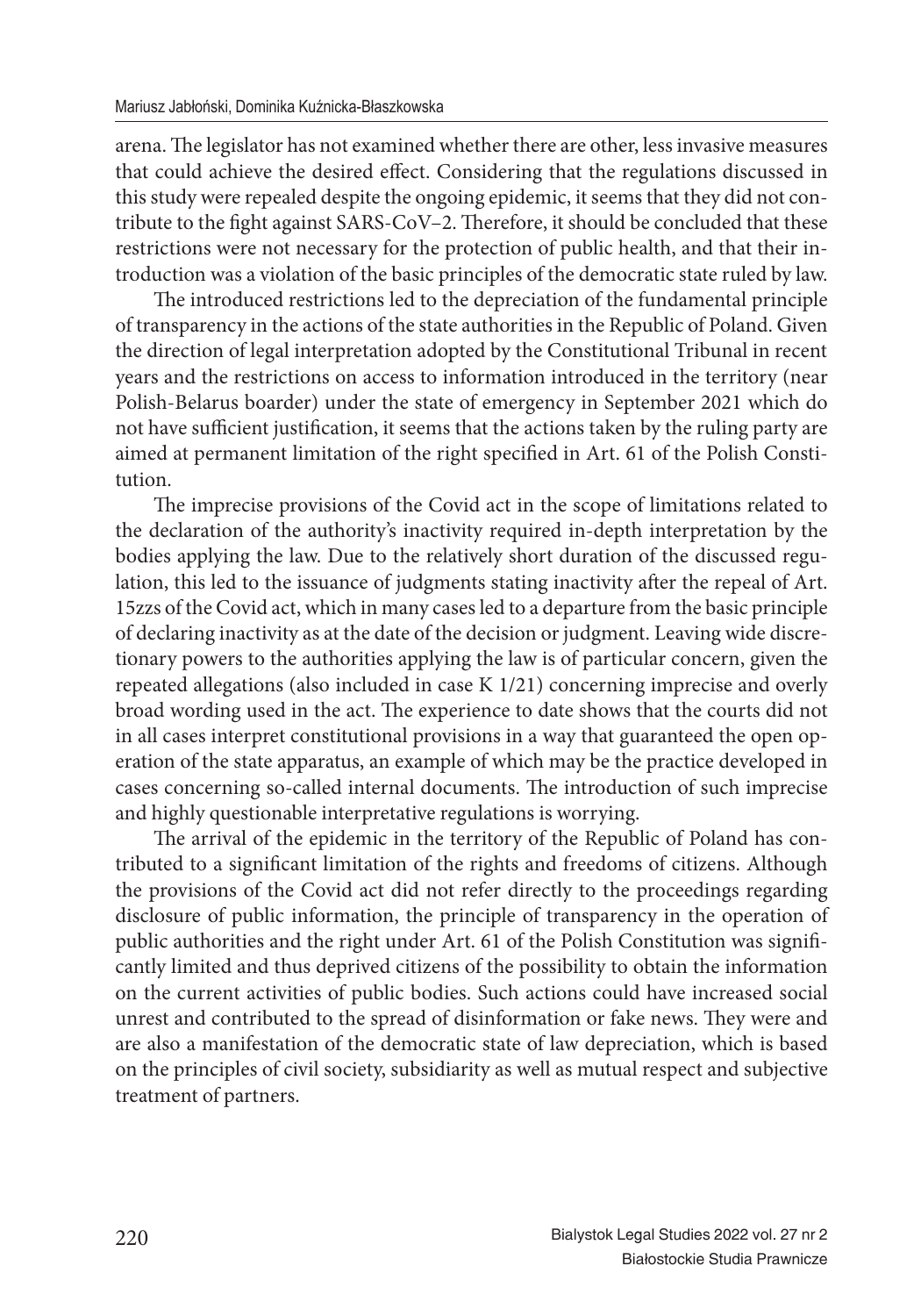arena. The legislator has not examined whether there are other, less invasive measures that could achieve the desired effect. Considering that the regulations discussed in this study were repealed despite the ongoing epidemic, it seems that they did not contribute to the fight against SARS-CoV–2. Therefore, it should be concluded that these restrictions were not necessary for the protection of public health, and that their introduction was a violation of the basic principles of the democratic state ruled by law.

The introduced restrictions led to the depreciation of the fundamental principle of transparency in the actions of the state authorities in the Republic of Poland. Given the direction of legal interpretation adopted by the Constitutional Tribunal in recent years and the restrictions on access to information introduced in the territory (near Polish-Belarus boarder) under the state of emergency in September 2021 which do not have sufficient justification, it seems that the actions taken by the ruling party are aimed at permanent limitation of the right specified in Art. 61 of the Polish Constitution.

The imprecise provisions of the Covid act in the scope of limitations related to the declaration of the authority's inactivity required in-depth interpretation by the bodies applying the law. Due to the relatively short duration of the discussed regulation, this led to the issuance of judgments stating inactivity after the repeal of Art. 15zzs of the Covid act, which in many cases led to a departure from the basic principle of declaring inactivity as at the date of the decision or judgment. Leaving wide discretionary powers to the authorities applying the law is of particular concern, given the repeated allegations (also included in case K 1/21) concerning imprecise and overly broad wording used in the act. The experience to date shows that the courts did not in all cases interpret constitutional provisions in a way that guaranteed the open operation of the state apparatus, an example of which may be the practice developed in cases concerning so-called internal documents. The introduction of such imprecise and highly questionable interpretative regulations is worrying.

The arrival of the epidemic in the territory of the Republic of Poland has contributed to a significant limitation of the rights and freedoms of citizens. Although the provisions of the Covid act did not refer directly to the proceedings regarding disclosure of public information, the principle of transparency in the operation of public authorities and the right under Art. 61 of the Polish Constitution was significantly limited and thus deprived citizens of the possibility to obtain the information on the current activities of public bodies. Such actions could have increased social unrest and contributed to the spread of disinformation or fake news. They were and are also a manifestation of the democratic state of law depreciation, which is based on the principles of civil society, subsidiarity as well as mutual respect and subjective treatment of partners.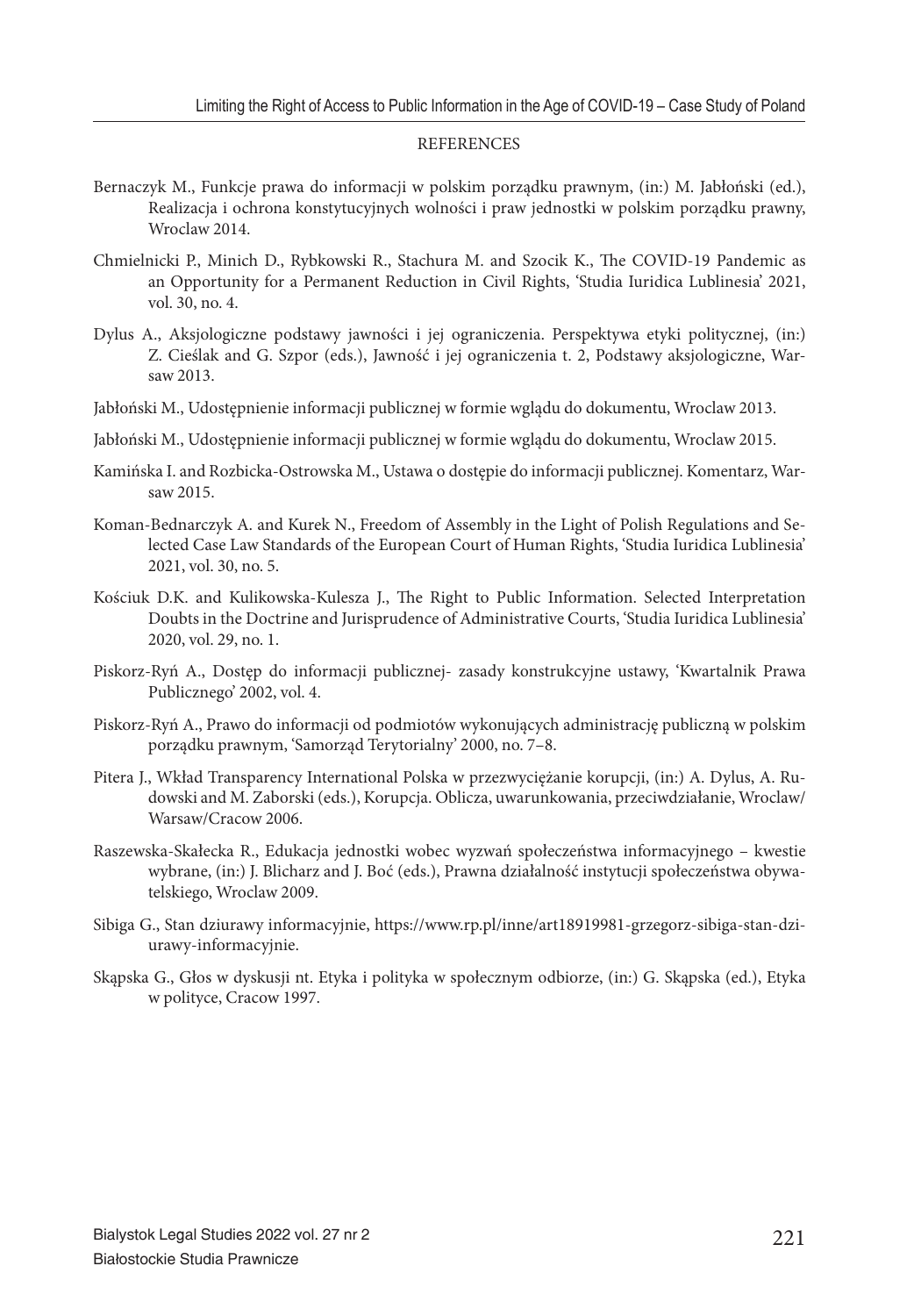## REFERENCES

Bernaczyk M., Funkcje prawa do informacji w polskim porządku prawnym, (in:) M. Jabłoński (ed.), Realizacja i ochrona konstytucyjnych wolności i praw jednostki w polskim porządku prawny, Wroclaw 2014.

Chmielnicki P., Minich D., Rybkowski R., Stachura M. and Szocik K., The COVID-19 Pandemic as an Opportunity for a Permanent Reduction in Civil Rights, 'Studia Iuridica Lublinesia' 2021, vol. 30, no. 4.

Dylus A., Aksjologiczne podstawy jawności i jej ograniczenia. Perspektywa etyki politycznej, (in:) Z. Cieślak and G. Szpor (eds.), Jawność i jej ograniczenia t. 2, Podstawy aksjologiczne, Warsaw 2013.

Jabłoński M., Udostępnienie informacji publicznej w formie wglądu do dokumentu, Wroclaw 2013.

Jabłoński M., Udostępnienie informacji publicznej w formie wglądu do dokumentu, Wroclaw 2015.

Kamińska I. and Rozbicka-Ostrowska M., Ustawa o dostępie do informacji publicznej. Komentarz, Warsaw 2015.

Koman-Bednarczyk A. and Kurek N., Freedom of Assembly in the Light of Polish Regulations and Selected Case Law Standards of the European Court of Human Rights, 'Studia Iuridica Lublinesia' 2021, vol. 30, no. 5.

Kościuk D.K. and Kulikowska-Kulesza J., The Right to Public Information. Selected Interpretation Doubts in the Doctrine and Jurisprudence of Administrative Courts, 'Studia Iuridica Lublinesia' 2020, vol. 29, no. 1.

Piskorz-Ryń A., Dostęp do informacji publicznej- zasady konstrukcyjne ustawy, 'Kwartalnik Prawa Publicznego' 2002, vol. 4.

Piskorz-Ryń A., Prawo do informacji od podmiotów wykonujących administrację publiczną w polskim porządku prawnym, 'Samorząd Terytorialny' 2000, no. 7–8.

Pitera J., Wkład Transparency International Polska w przezwyciężanie korupcji, (in:) A. Dylus, A. Rudowski and M. Zaborski (eds.), Korupcja. Oblicza, uwarunkowania, przeciwdziałanie, Wroclaw/Warsaw/Cracow 2006.

Raszewska-Skałecka R., Edukacja jednostki wobec wyzwań społeczeństwa informacyjnego – kwestie wybrane, (in:) J. Blicharz and J. Boć (eds.), Prawna działalność instytucji społeczeństwa obywatelskiego, Wroclaw 2009.

Sibiga G., Stan dziurawy informacyjnie, https://www.rp.pl/inne/art18919981-grzegorz-sibiga-stan-dziurawy-informacyjnie.

Skąpska G., Głos w dyskusji nt. Etyka i polityka w społecznym odbiorze, (in:) G. Skąpska (ed.), Etyka w polityce, Cracow 1997.